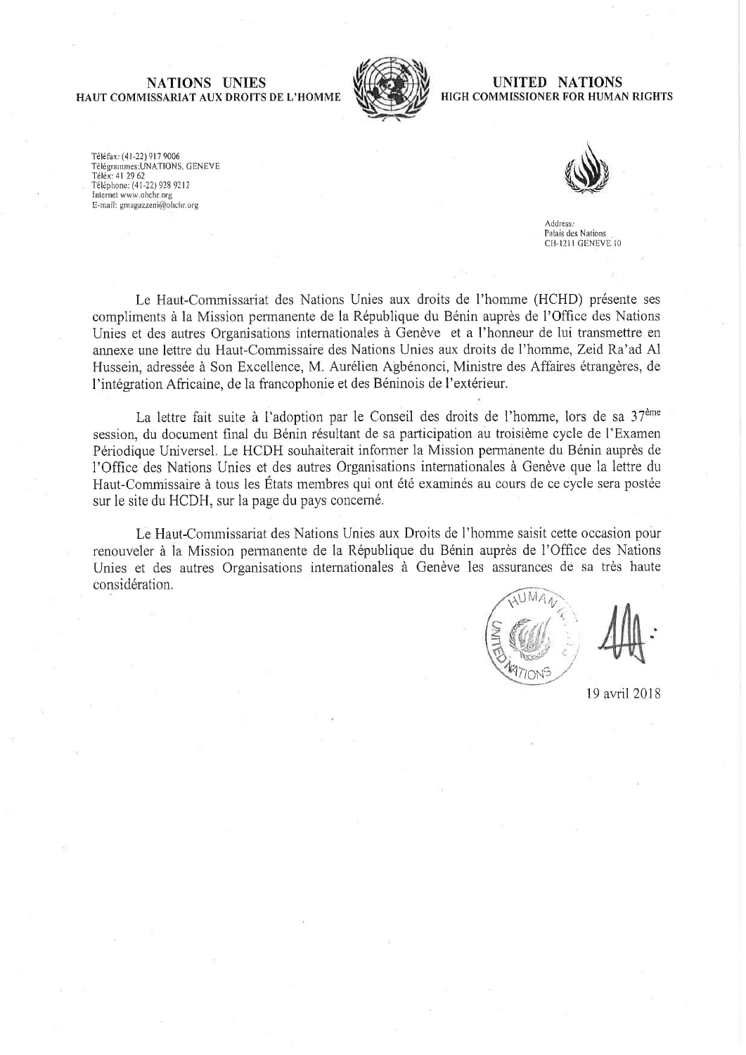**NATIONS UNIES**
**HAUT COMMISSARIAT AUX DROITS DE L'HOMME**

**UNITED NATIONS**
**HIGH COMMISSIONER FOR HUMAN RIGHTS**

Téléfax: (41-22) 917 9006
Télégrammes:UNATIONS, GENEVE
Téléx: 41 29 62
Téléphone: (41-22) 928 9212
Internet www.ohchr.org
E-mail: gmagazzeni@ohchr.org

Address:
Palais des Nations
CH-1211 GENEVE 10

Le Haut-Commissariat des Nations Unies aux droits de l'homme (HCHD) présente ses compliments à la Mission permanente de la République du Bénin auprès de l'Office des Nations Unies et des autres Organisations internationales à Genève et a l'honneur de lui transmettre en annexe une lettre du Haut-Commissaire des Nations Unies aux droits de l'homme, Zeid Ra'ad Al Hussein, adressée à Son Excellence, M. Aurélien Agbénonci, Ministre des Affaires étrangères, de l'intégration Africaine, de la francophonie et des Béninois de l'extérieur.

La lettre fait suite à l'adoption par le Conseil des droits de l'homme, lors de sa 37ème session, du document final du Bénin résultant de sa participation au troisième cycle de l'Examen Périodique Universel. Le HCDH souhaiterait informer la Mission permanente du Bénin auprès de l'Office des Nations Unies et des autres Organisations internationales à Genève que la lettre du Haut-Commissaire à tous les États membres qui ont été examinés au cours de ce cycle sera postée sur le site du HCDH, sur la page du pays concerné.

Le Haut-Commissariat des Nations Unies aux Droits de l'homme saisit cette occasion pour renouveler à la Mission permanente de la République du Bénin auprès de l'Office des Nations Unies et des autres Organisations internationales à Genève les assurances de sa très haute considération.

19 avril 2018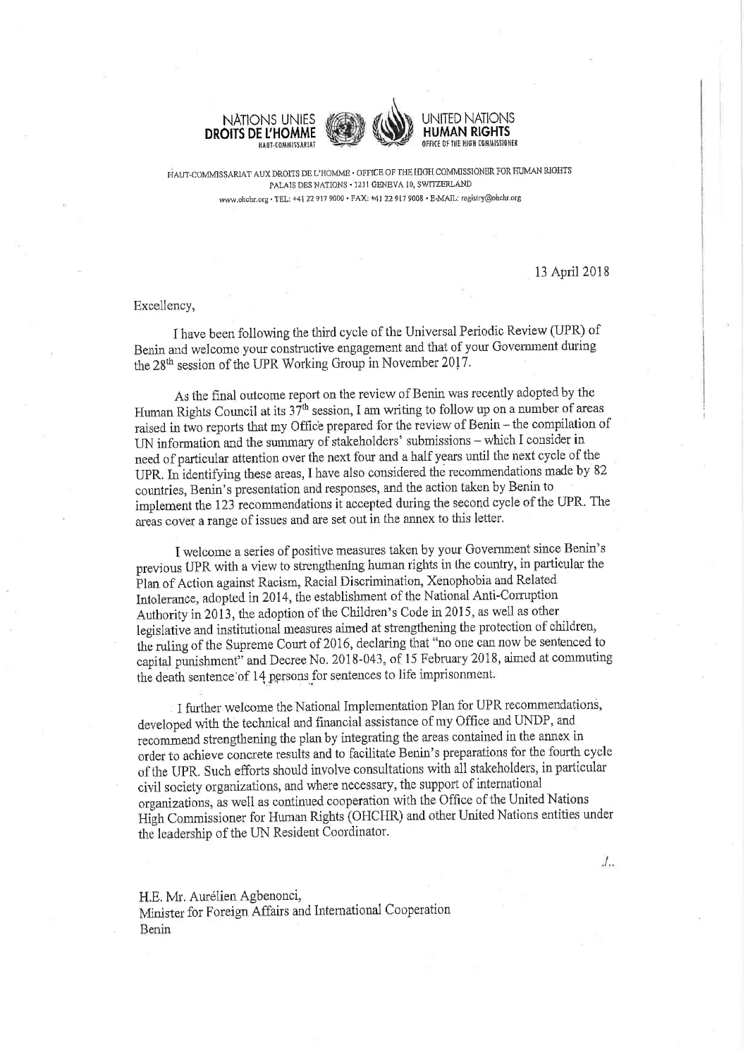NATIONS UNIES
**DROITS DE L'HOMME**
HAUT-COMMISSARIAT

UNITED NATIONS
**HUMAN RIGHTS**
OFFICE OF THE HIGH COMMISSIONER

HAUT-COMMISSARIAT AUX DROITS DE L'HOMME • OFFICE OF THE HIGH COMMISSIONER FOR HUMAN RIGHTS
PALAIS DES NATIONS • 1211 GENEVA 10, SWITZERLAND
www.ohchr.org • TEL: +41 22 917 9000 • FAX: +41 22 917 9008 • E-MAIL: registry@ohchr.org

13 April 2018

Excellency,

I have been following the third cycle of the Universal Periodic Review (UPR) of Benin and welcome your constructive engagement and that of your Government during the 28th session of the UPR Working Group in November 2017.

As the final outcome report on the review of Benin was recently adopted by the Human Rights Council at its 37th session, I am writing to follow up on a number of areas raised in two reports that my Office prepared for the review of Benin – the compilation of UN information and the summary of stakeholders' submissions – which I consider in need of particular attention over the next four and a half years until the next cycle of the UPR. In identifying these areas, I have also considered the recommendations made by 82 countries, Benin's presentation and responses, and the action taken by Benin to implement the 123 recommendations it accepted during the second cycle of the UPR. The areas cover a range of issues and are set out in the annex to this letter.

I welcome a series of positive measures taken by your Government since Benin's previous UPR with a view to strengthening human rights in the country, in particular the Plan of Action against Racism, Racial Discrimination, Xenophobia and Related Intolerance, adopted in 2014, the establishment of the National Anti-Corruption Authority in 2013, the adoption of the Children's Code in 2015, as well as other legislative and institutional measures aimed at strengthening the protection of children, the ruling of the Supreme Court of 2016, declaring that "no one can now be sentenced to capital punishment" and Decree No. 2018-043, of 15 February 2018, aimed at commuting the death sentence of 14 persons for sentences to life imprisonment.

I further welcome the National Implementation Plan for UPR recommendations, developed with the technical and financial assistance of my Office and UNDP, and recommend strengthening the plan by integrating the areas contained in the annex in order to achieve concrete results and to facilitate Benin's preparations for the fourth cycle of the UPR. Such efforts should involve consultations with all stakeholders, in particular civil society organizations, and where necessary, the support of international organizations, as well as continued cooperation with the Office of the United Nations High Commissioner for Human Rights (OHCHR) and other United Nations entities under the leadership of the UN Resident Coordinator.

./..

H.E. Mr. Aurélien Agbenonci,
Minister for Foreign Affairs and International Cooperation
Benin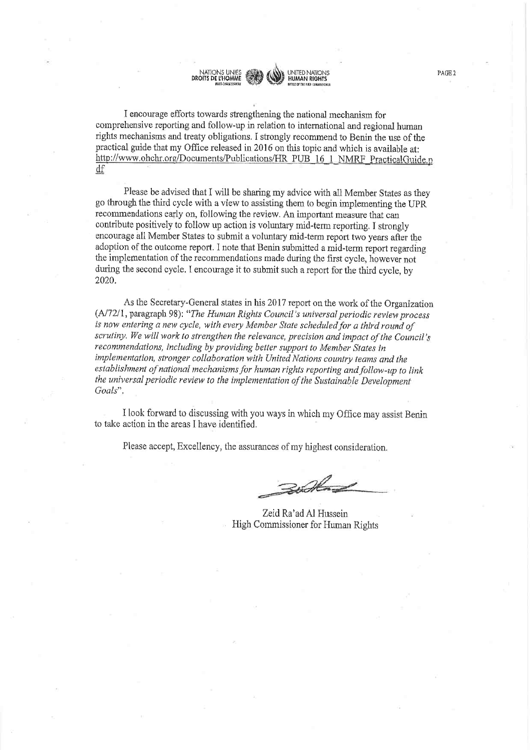I encourage efforts towards strengthening the national mechanism for comprehensive reporting and follow-up in relation to international and regional human rights mechanisms and treaty obligations. I strongly recommend to Benin the use of the practical guide that my Office released in 2016 on this topic and which is available at: http://www.ohchr.org/Documents/Publications/HR_PUB_16_1_NMRF_PracticalGuide.pdf

Please be advised that I will be sharing my advice with all Member States as they go through the third cycle with a view to assisting them to begin implementing the UPR recommendations early on, following the review. An important measure that can contribute positively to follow up action is voluntary mid-term reporting. I strongly encourage all Member States to submit a voluntary mid-term report two years after the adoption of the outcome report. I note that Benin submitted a mid-term report regarding the implementation of the recommendations made during the first cycle, however not during the second cycle. I encourage it to submit such a report for the third cycle, by 2020.

As the Secretary-General states in his 2017 report on the work of the Organization (A/72/1, paragraph 98): "*The Human Rights Council's universal periodic review process is now entering a new cycle, with every Member State scheduled for a third round of scrutiny. We will work to strengthen the relevance, precision and impact of the Council's recommendations, including by providing better support to Member States in implementation, stronger collaboration with United Nations country teams and the establishment of national mechanisms for human rights reporting and follow-up to link the universal periodic review to the implementation of the Sustainable Development Goals*".

I look forward to discussing with you ways in which my Office may assist Benin to take action in the areas I have identified.

Please accept, Excellency, the assurances of my highest consideration.

Zeid Ra'ad Al Hussein
High Commissioner for Human Rights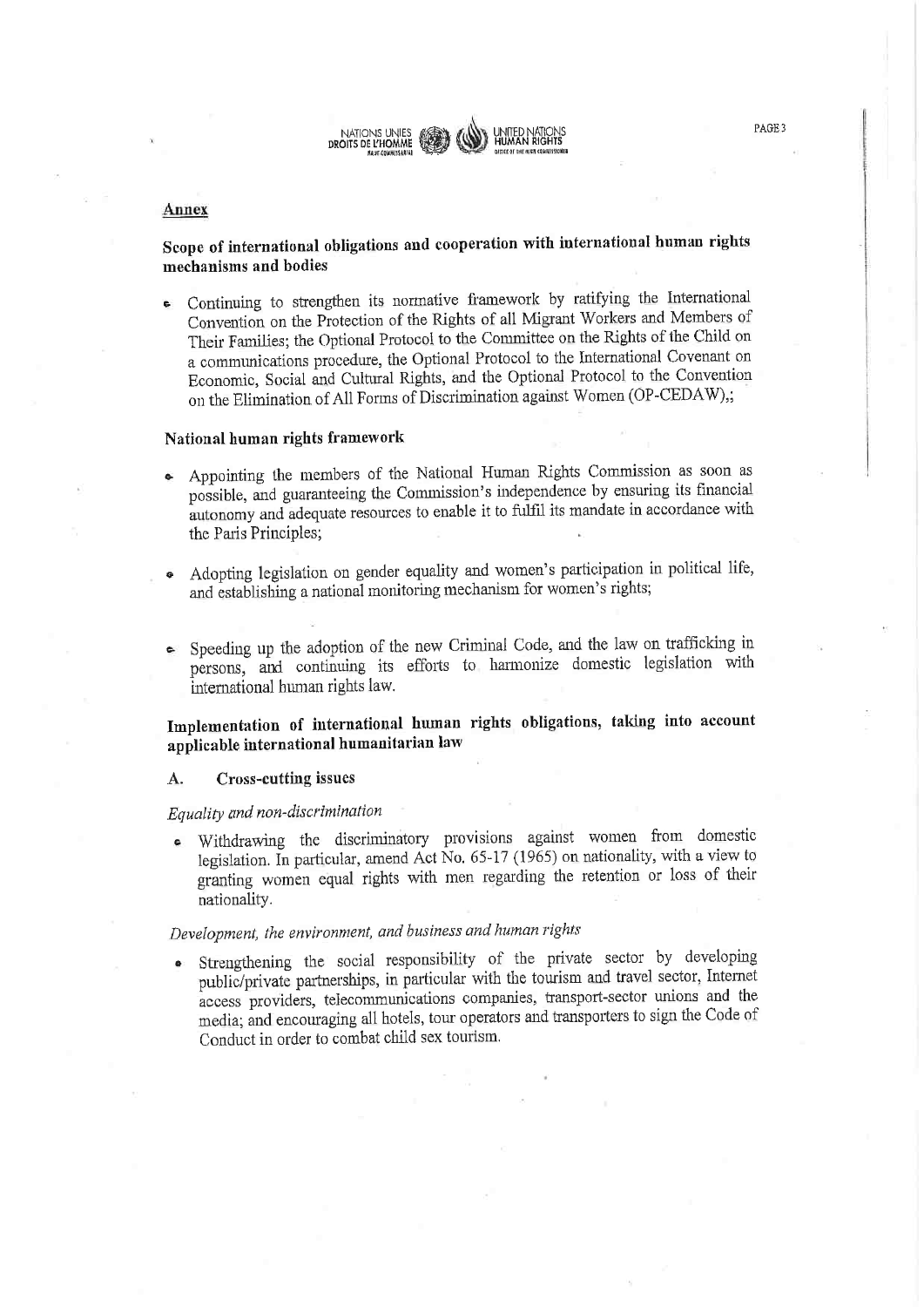## Annex

### Scope of international obligations and cooperation with international human rights mechanisms and bodies

- Continuing to strengthen its normative framework by ratifying the International Convention on the Protection of the Rights of all Migrant Workers and Members of Their Families; the Optional Protocol to the Committee on the Rights of the Child on a communications procedure, the Optional Protocol to the International Covenant on Economic, Social and Cultural Rights, and the Optional Protocol to the Convention on the Elimination of All Forms of Discrimination against Women (OP-CEDAW),;

### National human rights framework

- Appointing the members of the National Human Rights Commission as soon as possible, and guaranteeing the Commission's independence by ensuring its financial autonomy and adequate resources to enable it to fulfil its mandate in accordance with the Paris Principles;

- Adopting legislation on gender equality and women's participation in political life, and establishing a national monitoring mechanism for women's rights;

- Speeding up the adoption of the new Criminal Code, and the law on trafficking in persons, and continuing its efforts to harmonize domestic legislation with international human rights law.

### Implementation of international human rights obligations, taking into account applicable international humanitarian law

#### A. Cross-cutting issues

*Equality and non-discrimination*

- Withdrawing the discriminatory provisions against women from domestic legislation. In particular, amend Act No. 65-17 (1965) on nationality, with a view to granting women equal rights with men regarding the retention or loss of their nationality.

*Development, the environment, and business and human rights*

- Strengthening the social responsibility of the private sector by developing public/private partnerships, in particular with the tourism and travel sector, Internet access providers, telecommunications companies, transport-sector unions and the media; and encouraging all hotels, tour operators and transporters to sign the Code of Conduct in order to combat child sex tourism.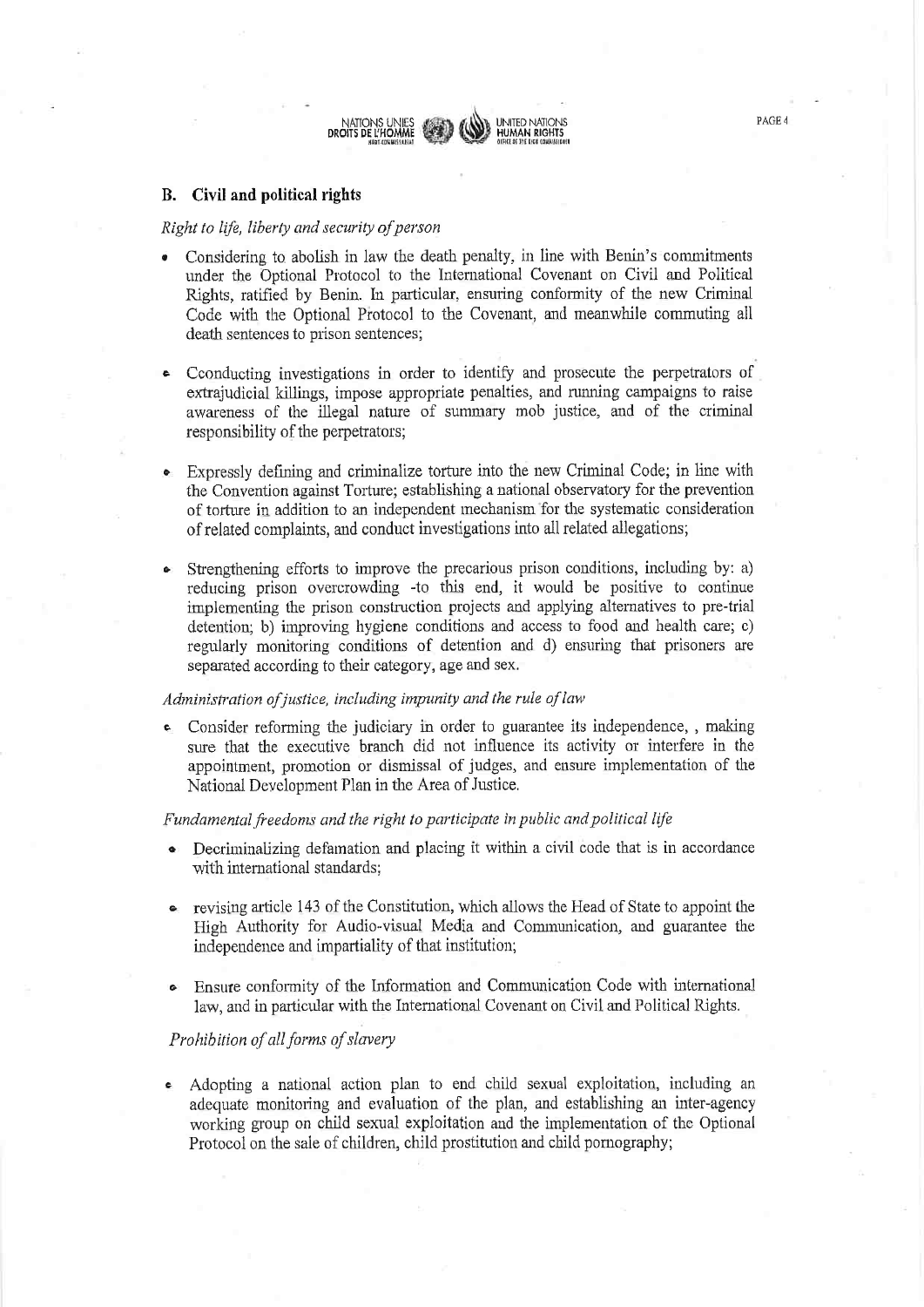## B. Civil and political rights

*Right to life, liberty and security of person*

- Considering to abolish in law the death penalty, in line with Benin's commitments under the Optional Protocol to the International Covenant on Civil and Political Rights, ratified by Benin. In particular, ensuring conformity of the new Criminal Code with the Optional Protocol to the Covenant, and meanwhile commuting all death sentences to prison sentences;

- Cconducting investigations in order to identify and prosecute the perpetrators of extrajudicial killings, impose appropriate penalties, and running campaigns to raise awareness of the illegal nature of summary mob justice, and of the criminal responsibility of the perpetrators;

- Expressly defining and criminalize torture into the new Criminal Code; in line with the Convention against Torture; establishing a national observatory for the prevention of torture in addition to an independent mechanism for the systematic consideration of related complaints, and conduct investigations into all related allegations;

- Strengthening efforts to improve the precarious prison conditions, including by: a) reducing prison overcrowding -to this end, it would be positive to continue implementing the prison construction projects and applying alternatives to pre-trial detention; b) improving hygiene conditions and access to food and health care; c) regularly monitoring conditions of detention and d) ensuring that prisoners are separated according to their category, age and sex.

*Administration of justice, including impunity and the rule of law*

- Consider reforming the judiciary in order to guarantee its independence, , making sure that the executive branch did not influence its activity or interfere in the appointment, promotion or dismissal of judges, and ensure implementation of the National Development Plan in the Area of Justice.

*Fundamental freedoms and the right to participate in public and political life*

- Decriminalizing defamation and placing it within a civil code that is in accordance with international standards;

- revising article 143 of the Constitution, which allows the Head of State to appoint the High Authority for Audio-visual Media and Communication, and guarantee the independence and impartiality of that institution;

- Ensure conformity of the Information and Communication Code with international law, and in particular with the International Covenant on Civil and Political Rights.

*Prohibition of all forms of slavery*

- Adopting a national action plan to end child sexual exploitation, including an adequate monitoring and evaluation of the plan, and establishing an inter-agency working group on child sexual exploitation and the implementation of the Optional Protocol on the sale of children, child prostitution and child pornography;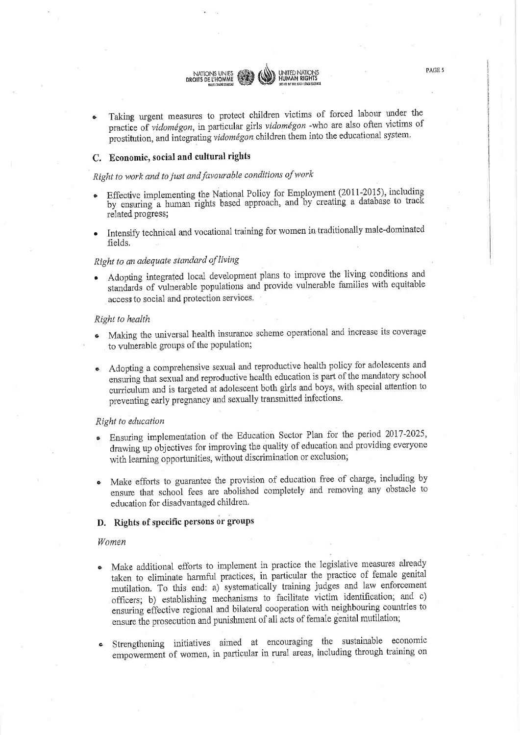- Taking urgent measures to protect children victims of forced labour under the practice of *vidomégon*, in particular girls *vidomégon* -who are also often victims of prostitution, and integrating *vidomégon* children them into the educational system.

## C. Economic, social and cultural rights

*Right to work and to just and favourable conditions of work*

- Effective implementing the National Policy for Employment (2011-2015), including by ensuring a human rights based approach, and by creating a database to track related progress;
- Intensify technical and vocational training for women in traditionally male-dominated fields.

*Right to an adequate standard of living*

- Adopting integrated local development plans to improve the living conditions and standards of vulnerable populations and provide vulnerable families with equitable access to social and protection services.

*Right to health*

- Making the universal health insurance scheme operational and increase its coverage to vulnerable groups of the population;
- Adopting a comprehensive sexual and reproductive health policy for adolescents and ensuring that sexual and reproductive health education is part of the mandatory school curriculum and is targeted at adolescent both girls and boys, with special attention to preventing early pregnancy and sexually transmitted infections.

*Right to education*

- Ensuring implementation of the Education Sector Plan for the period 2017-2025, drawing up objectives for improving the quality of education and providing everyone with learning opportunities, without discrimination or exclusion;
- Make efforts to guarantee the provision of education free of charge, including by ensure that school fees are abolished completely and removing any obstacle to education for disadvantaged children.

## D. Rights of specific persons or groups

*Women*

- Make additional efforts to implement in practice the legislative measures already taken to eliminate harmful practices, in particular the practice of female genital mutilation. To this end: a) systematically training judges and law enforcement officers; b) establishing mechanisms to facilitate victim identification; and c) ensuring effective regional and bilateral cooperation with neighbouring countries to ensure the prosecution and punishment of all acts of female genital mutilation;
- Strengthening initiatives aimed at encouraging the sustainable economic empowerment of women, in particular in rural areas, including through training on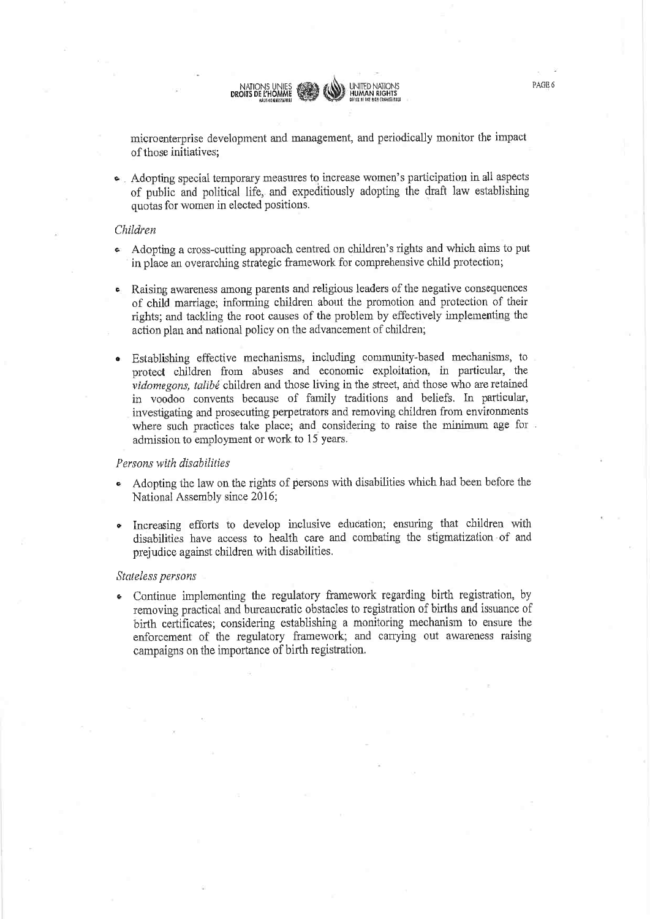microenterprise development and management, and periodically monitor the impact of those initiatives;

- Adopting special temporary measures to increase women's participation in all aspects of public and political life, and expeditiously adopting the draft law establishing quotas for women in elected positions.

*Children*

- Adopting a cross-cutting approach centred on children's rights and which aims to put in place an overarching strategic framework for comprehensive child protection;
- Raising awareness among parents and religious leaders of the negative consequences of child marriage; informing children about the promotion and protection of their rights; and tackling the root causes of the problem by effectively implementing the action plan and national policy on the advancement of children;
- Establishing effective mechanisms, including community-based mechanisms, to protect children from abuses and economic exploitation, in particular, the *vidomegons, talibé* children and those living in the street, and those who are retained in voodoo convents because of family traditions and beliefs. In particular, investigating and prosecuting perpetrators and removing children from environments where such practices take place; and considering to raise the minimum age for admission to employment or work to 15 years.

*Persons with disabilities*

- Adopting the law on the rights of persons with disabilities which had been before the National Assembly since 2016;
- Increasing efforts to develop inclusive education; ensuring that children with disabilities have access to health care and combating the stigmatization of and prejudice against children with disabilities.

*Stateless persons*

- Continue implementing the regulatory framework regarding birth registration, by removing practical and bureaucratic obstacles to registration of births and issuance of birth certificates; considering establishing a monitoring mechanism to ensure the enforcement of the regulatory framework; and carrying out awareness raising campaigns on the importance of birth registration.